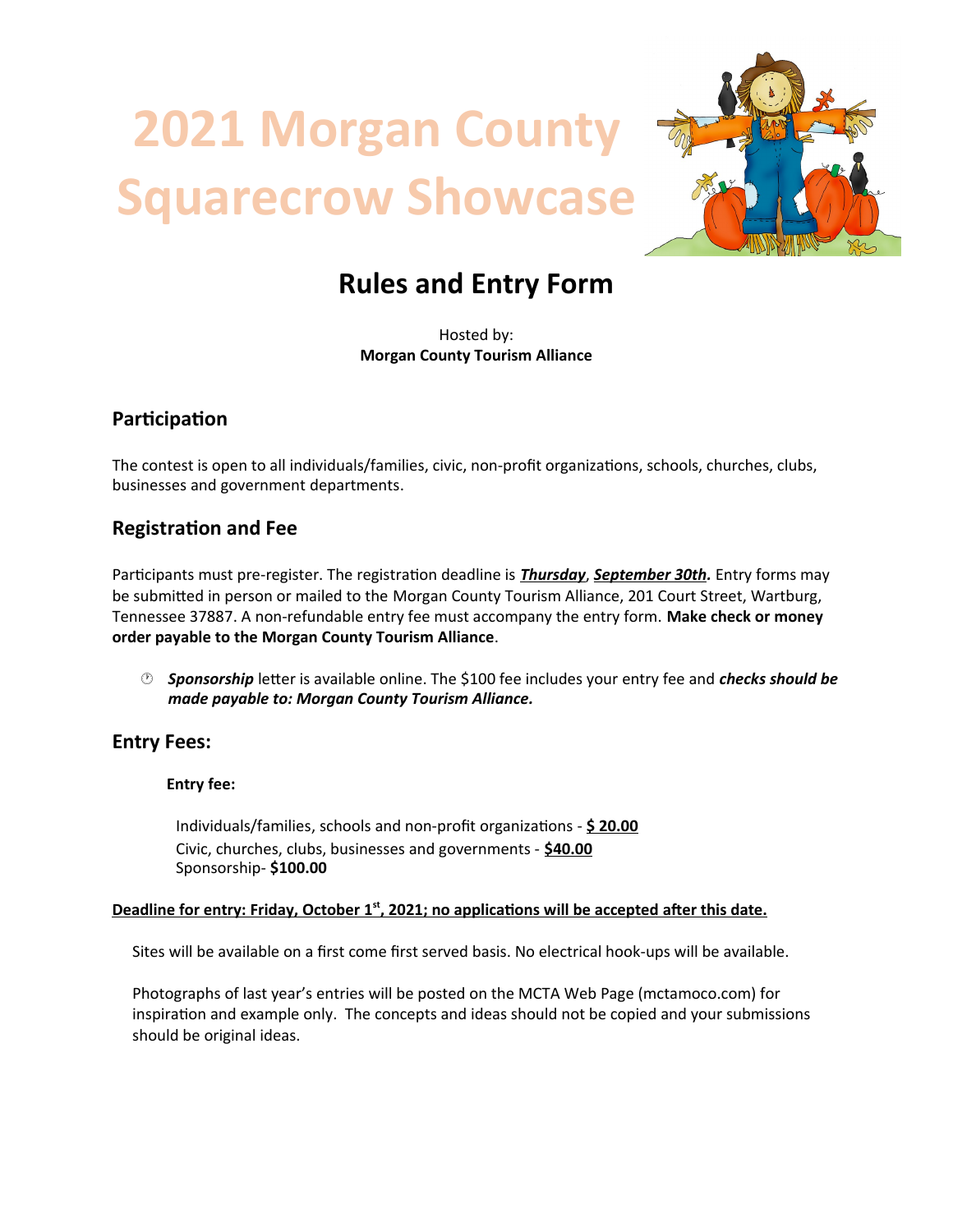# 2021 Morgan County Squarecrow Showcase

## Rules and Entry Form

Hosted by:
**Morgan County Tourism Alliance**

### Participation

The contest is open to all individuals/families, civic, non-profit organizations, schools, churches, clubs, businesses and government departments.

### Registration and Fee

Participants must pre-register. The registration deadline is ***Thursday*, *September 30th*.** Entry forms may be submitted in person or mailed to the Morgan County Tourism Alliance, 201 Court Street, Wartburg, Tennessee 37887. A non-refundable entry fee must accompany the entry form. **Make check or money order payable to the Morgan County Tourism Alliance**.

- ***Sponsorship*** letter is available online. The $100 fee includes your entry fee and ***checks should be made payable to: Morgan County Tourism Alliance.***

### Entry Fees:

**Entry fee:**

Individuals/families, schools and non-profit organizations - **$ 20.00**
Civic, churches, clubs, businesses and governments - **$40.00**
Sponsorship- **$100.00**

**Deadline for entry: Friday, October 1st, 2021; no applications will be accepted after this date.**

Sites will be available on a first come first served basis. No electrical hook-ups will be available.

Photographs of last year's entries will be posted on the MCTA Web Page (mctamoco.com) for inspiration and example only. The concepts and ideas should not be copied and your submissions should be original ideas.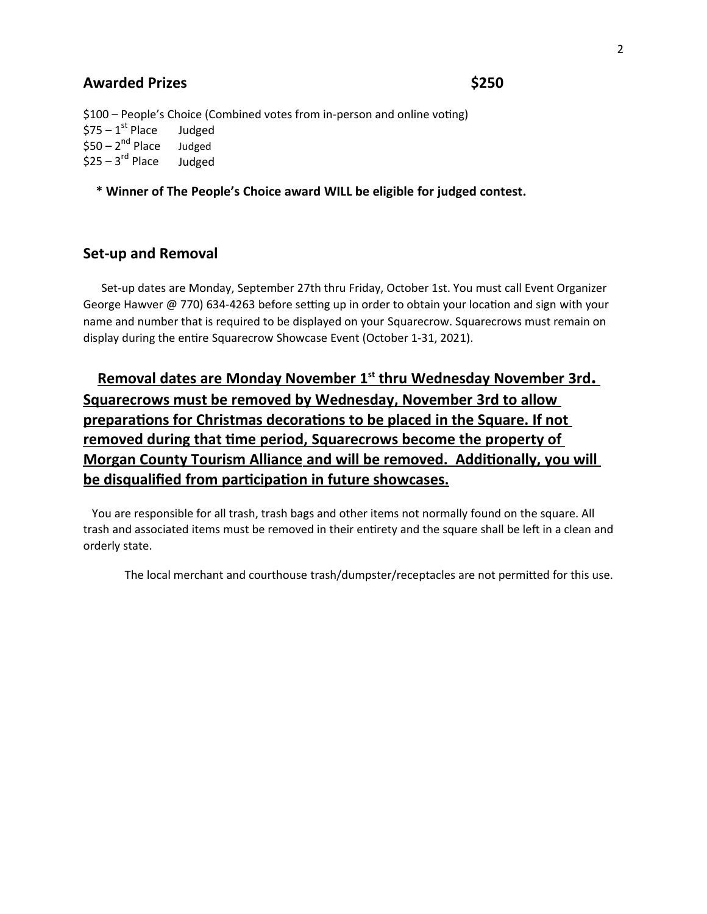## Awarded Prizes $250

$100 – People's Choice (Combined votes from in-person and online voting)
$75 – 1st Place Judged
$50 – 2nd Place Judged
$25 – 3rd Place Judged

**\* Winner of The People's Choice award WILL be eligible for judged contest.**

## Set-up and Removal

Set-up dates are Monday, September 27th thru Friday, October 1st. You must call Event Organizer George Hawver @ 770) 634-4263 before setting up in order to obtain your location and sign with your name and number that is required to be displayed on your Squarecrow. Squarecrows must remain on display during the entire Squarecrow Showcase Event (October 1-31, 2021).

**<u>Removal dates are Monday November 1st thru Wednesday November 3rd. Squarecrows must be removed by Wednesday, November 3rd to allow preparations for Christmas decorations to be placed in the Square. If not removed during that time period, Squarecrows become the property of Morgan County Tourism Alliance and will be removed. Additionally, you will be disqualified from participation in future showcases.</u>**

You are responsible for all trash, trash bags and other items not normally found on the square. All trash and associated items must be removed in their entirety and the square shall be left in a clean and orderly state.

The local merchant and courthouse trash/dumpster/receptacles are not permitted for this use.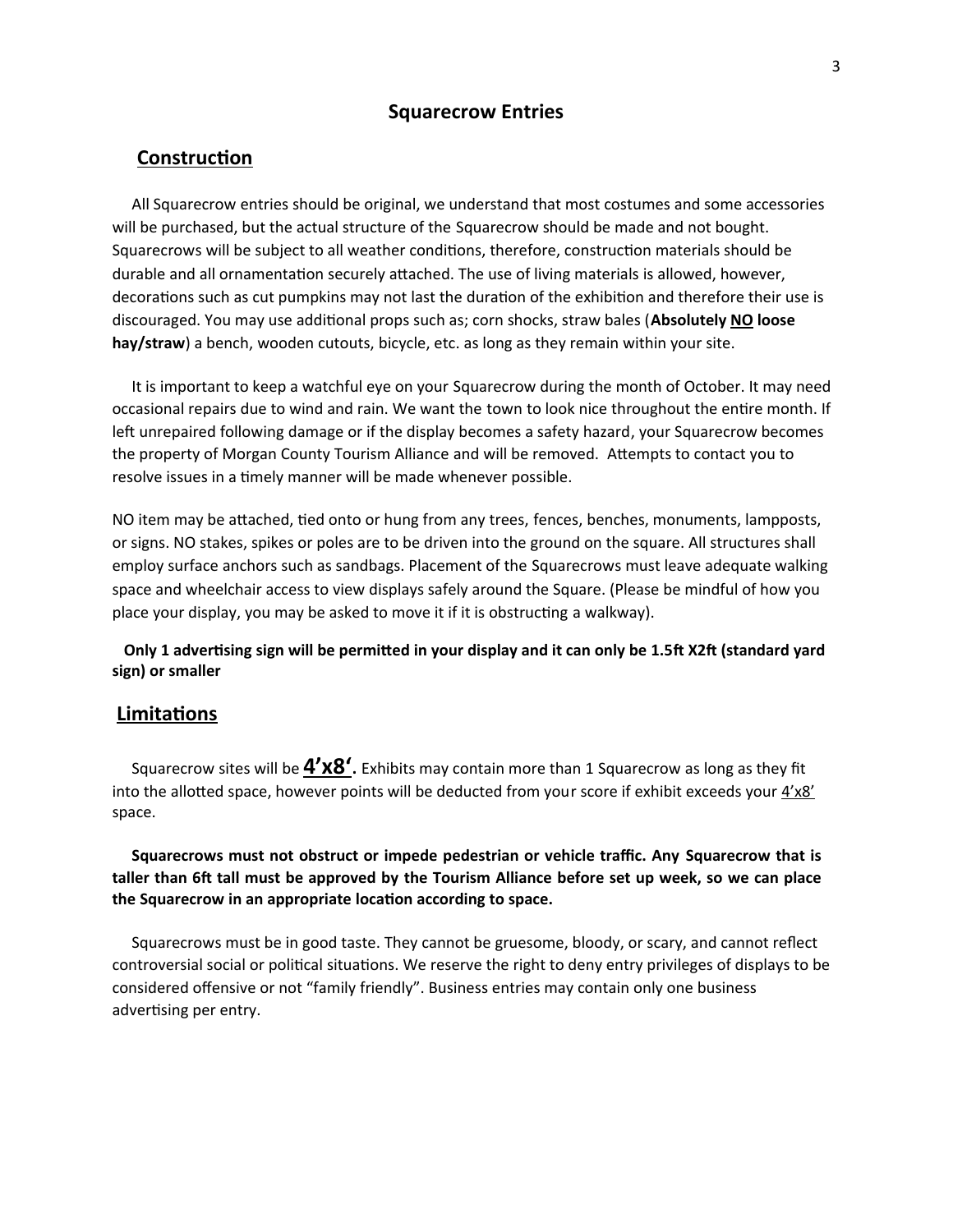# Squarecrow Entries

## Construction

All Squarecrow entries should be original, we understand that most costumes and some accessories will be purchased, but the actual structure of the Squarecrow should be made and not bought. Squarecrows will be subject to all weather conditions, therefore, construction materials should be durable and all ornamentation securely attached. The use of living materials is allowed, however, decorations such as cut pumpkins may not last the duration of the exhibition and therefore their use is discouraged. You may use additional props such as; corn shocks, straw bales (**Absolutely <u>NO</u> loose hay/straw**) a bench, wooden cutouts, bicycle, etc. as long as they remain within your site.

It is important to keep a watchful eye on your Squarecrow during the month of October. It may need occasional repairs due to wind and rain. We want the town to look nice throughout the entire month. If left unrepaired following damage or if the display becomes a safety hazard, your Squarecrow becomes the property of Morgan County Tourism Alliance and will be removed. Attempts to contact you to resolve issues in a timely manner will be made whenever possible.

NO item may be attached, tied onto or hung from any trees, fences, benches, monuments, lampposts, or signs. NO stakes, spikes or poles are to be driven into the ground on the square. All structures shall employ surface anchors such as sandbags. Placement of the Squarecrows must leave adequate walking space and wheelchair access to view displays safely around the Square. (Please be mindful of how you place your display, you may be asked to move it if it is obstructing a walkway).

**Only 1 advertising sign will be permitted in your display and it can only be 1.5ft X2ft (standard yard sign) or smaller**

## Limitations

Squarecrow sites will be **<u>4'x8'</u>.** Exhibits may contain more than 1 Squarecrow as long as they fit into the allotted space, however points will be deducted from your score if exhibit exceeds your <u>4'x8'</u> space.

**Squarecrows must not obstruct or impede pedestrian or vehicle traffic. Any Squarecrow that is taller than 6ft tall must be approved by the Tourism Alliance before set up week, so we can place the Squarecrow in an appropriate location according to space.**

Squarecrows must be in good taste. They cannot be gruesome, bloody, or scary, and cannot reflect controversial social or political situations. We reserve the right to deny entry privileges of displays to be considered offensive or not "family friendly". Business entries may contain only one business advertising per entry.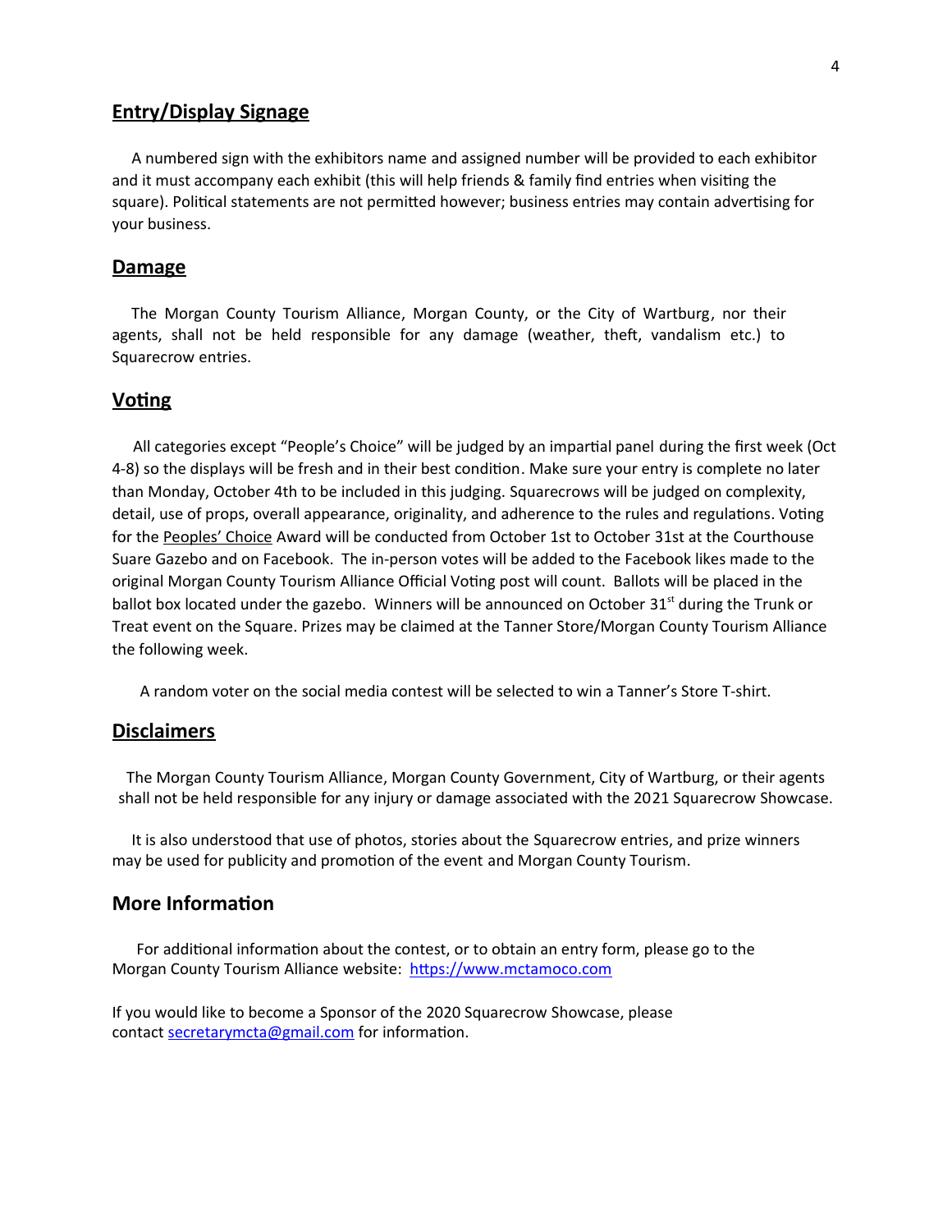## Entry/Display Signage

A numbered sign with the exhibitors name and assigned number will be provided to each exhibitor and it must accompany each exhibit (this will help friends & family find entries when visiting the square). Political statements are not permitted however; business entries may contain advertising for your business.

## Damage

The Morgan County Tourism Alliance, Morgan County, or the City of Wartburg, nor their agents, shall not be held responsible for any damage (weather, theft, vandalism etc.) to Squarecrow entries.

## Voting

All categories except "People's Choice" will be judged by an impartial panel during the first week (Oct 4-8) so the displays will be fresh and in their best condition. Make sure your entry is complete no later than Monday, October 4th to be included in this judging. Squarecrows will be judged on complexity, detail, use of props, overall appearance, originality, and adherence to the rules and regulations. Voting for the Peoples' Choice Award will be conducted from October 1st to October 31st at the Courthouse Suare Gazebo and on Facebook. The in-person votes will be added to the Facebook likes made to the original Morgan County Tourism Alliance Official Voting post will count. Ballots will be placed in the ballot box located under the gazebo. Winners will be announced on October 31st during the Trunk or Treat event on the Square. Prizes may be claimed at the Tanner Store/Morgan County Tourism Alliance the following week.

A random voter on the social media contest will be selected to win a Tanner's Store T-shirt.

## Disclaimers

The Morgan County Tourism Alliance, Morgan County Government, City of Wartburg, or their agents shall not be held responsible for any injury or damage associated with the 2021 Squarecrow Showcase.

It is also understood that use of photos, stories about the Squarecrow entries, and prize winners may be used for publicity and promotion of the event and Morgan County Tourism.

## More Information

For additional information about the contest, or to obtain an entry form, please go to the Morgan County Tourism Alliance website: https://www.mctamoco.com

If you would like to become a Sponsor of the 2020 Squarecrow Showcase, please contact secretarymcta@gmail.com for information.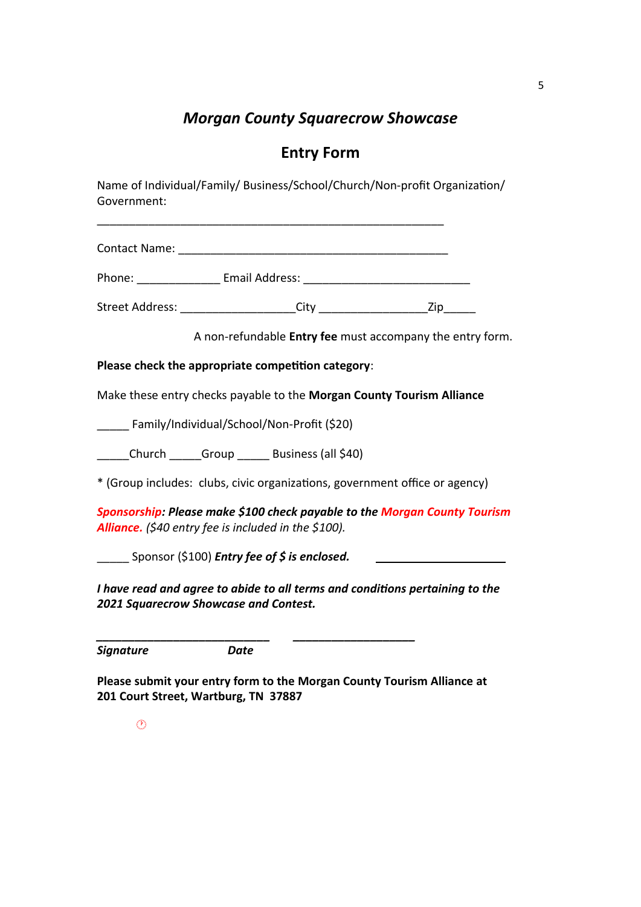## *Morgan County Squarecrow Showcase*

## Entry Form

Name of Individual/Family/ Business/School/Church/Non-profit Organization/ Government:

_______________________________________________________

Contact Name: __________________________________________

Phone: _____________ Email Address: __________________________

Street Address: _________________City ________________Zip_____

A non-refundable **Entry fee** must accompany the entry form.

**Please check the appropriate competition category**:

Make these entry checks payable to the **Morgan County Tourism Alliance**

_____ Family/Individual/School/Non-Profit ($20)

_____Church _____Group _____ Business (all $40)

* (Group includes: clubs, civic organizations, government office or agency)

***Sponsorship*: *Please make $100 check payable to the* *Morgan County Tourism Alliance.*** *($40 entry fee is included in the $100).*

_____ Sponsor ($100) ***Entry fee of $ is enclosed.*** ____________________

***I have read and agree to abide to all terms and conditions pertaining to the 2021 Squarecrow Showcase and Contest.***

___________________________ ___________________

***Signature*** ***Date***

**Please submit your entry form to the Morgan County Tourism Alliance at 201 Court Street, Wartburg, TN 37887**